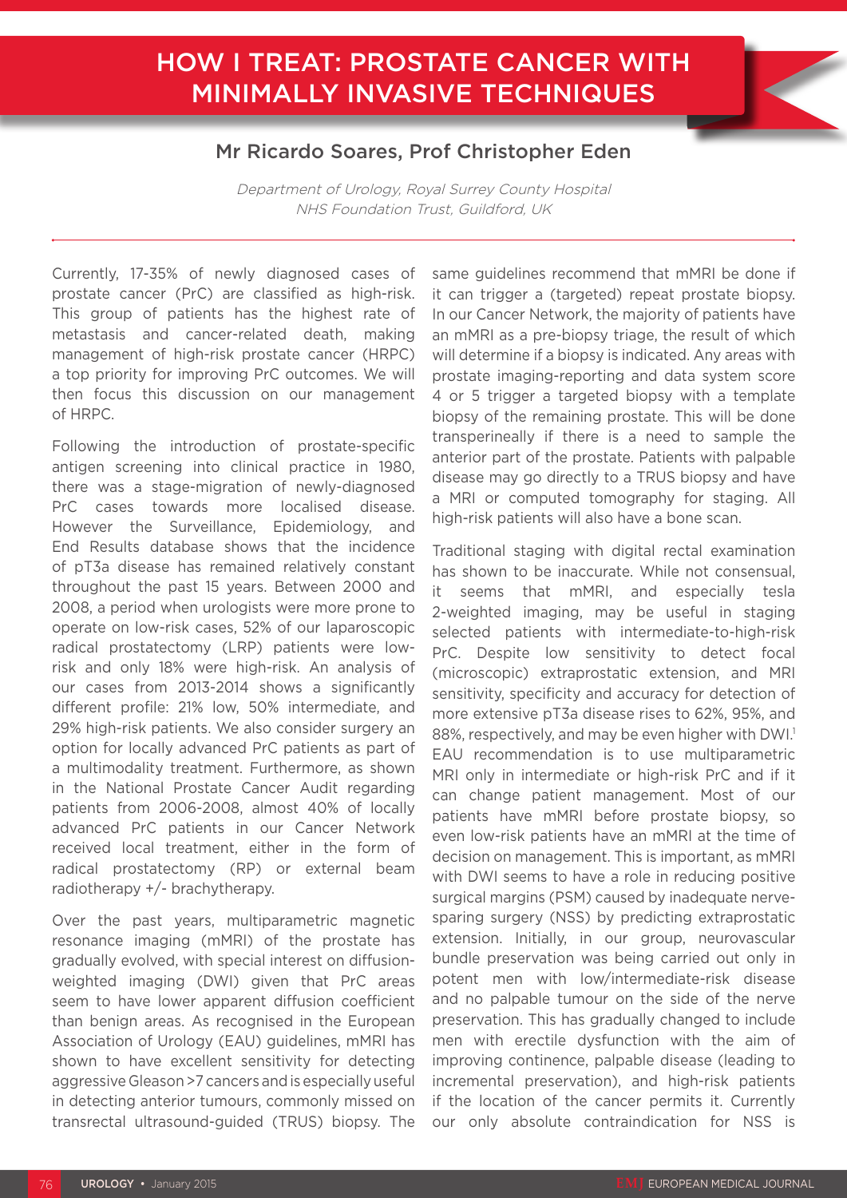# HOW I TREAT: PROSTATE CANCER WITH MINIMALLY INVASIVE TECHNIQUES

## Mr Ricardo Soares, Prof Christopher Eden

*Department of Urology, Royal Surrey County Hospital NHS Foundation Trust, Guildford, UK*

Currently, 17-35% of newly diagnosed cases of prostate cancer (PrC) are classified as high-risk. This group of patients has the highest rate of metastasis and cancer-related death, making management of high-risk prostate cancer (HRPC) a top priority for improving PrC outcomes. We will then focus this discussion on our management of HRPC.

Following the introduction of prostate-specific antigen screening into clinical practice in 1980, there was a stage-migration of newly-diagnosed PrC cases towards more localised disease. However the Surveillance, Epidemiology, and End Results database shows that the incidence of pT3a disease has remained relatively constant throughout the past 15 years. Between 2000 and 2008, a period when urologists were more prone to operate on low-risk cases, 52% of our laparoscopic radical prostatectomy (LRP) patients were low-risk and only 18% were high-risk. An analysis of our cases from 2013-2014 shows a significantly different profile: 21% low, 50% intermediate, and 29% high-risk patients. We also consider surgery an option for locally advanced PrC patients as part of a multimodality treatment. Furthermore, as shown in the National Prostate Cancer Audit regarding patients from 2006-2008, almost 40% of locally advanced PrC patients in our Cancer Network received local treatment, either in the form of radical prostatectomy (RP) or external beam radiotherapy +/- brachytherapy.

Over the past years, multiparametric magnetic resonance imaging (mMRI) of the prostate has gradually evolved, with special interest on diffusion-weighted imaging (DWI) given that PrC areas seem to have lower apparent diffusion coefficient than benign areas. As recognised in the European Association of Urology (EAU) guidelines, mMRI has shown to have excellent sensitivity for detecting aggressive Gleason >7 cancers and is especially useful in detecting anterior tumours, commonly missed on transrectal ultrasound-guided (TRUS) biopsy. The same guidelines recommend that mMRI be done if it can trigger a (targeted) repeat prostate biopsy. In our Cancer Network, the majority of patients have an mMRI as a pre-biopsy triage, the result of which will determine if a biopsy is indicated. Any areas with prostate imaging-reporting and data system score 4 or 5 trigger a targeted biopsy with a template biopsy of the remaining prostate. This will be done transperineally if there is a need to sample the anterior part of the prostate. Patients with palpable disease may go directly to a TRUS biopsy and have a MRI or computed tomography for staging. All high-risk patients will also have a bone scan.

Traditional staging with digital rectal examination has shown to be inaccurate. While not consensual, it seems that mMRI, and especially tesla 2-weighted imaging, may be useful in staging selected patients with intermediate-to-high-risk PrC. Despite low sensitivity to detect focal (microscopic) extraprostatic extension, and MRI sensitivity, specificity and accuracy for detection of more extensive pT3a disease rises to 62%, 95%, and 88%, respectively, and may be even higher with DWI.[1] EAU recommendation is to use multiparametric MRI only in intermediate or high-risk PrC and if it can change patient management. Most of our patients have mMRI before prostate biopsy, so even low-risk patients have an mMRI at the time of decision on management. This is important, as mMRI with DWI seems to have a role in reducing positive surgical margins (PSM) caused by inadequate nerve-sparing surgery (NSS) by predicting extraprostatic extension. Initially, in our group, neurovascular bundle preservation was being carried out only in potent men with low/intermediate-risk disease and no palpable tumour on the side of the nerve preservation. This has gradually changed to include men with erectile dysfunction with the aim of improving continence, palpable disease (leading to incremental preservation), and high-risk patients if the location of the cancer permits it. Currently our only absolute contraindication for NSS is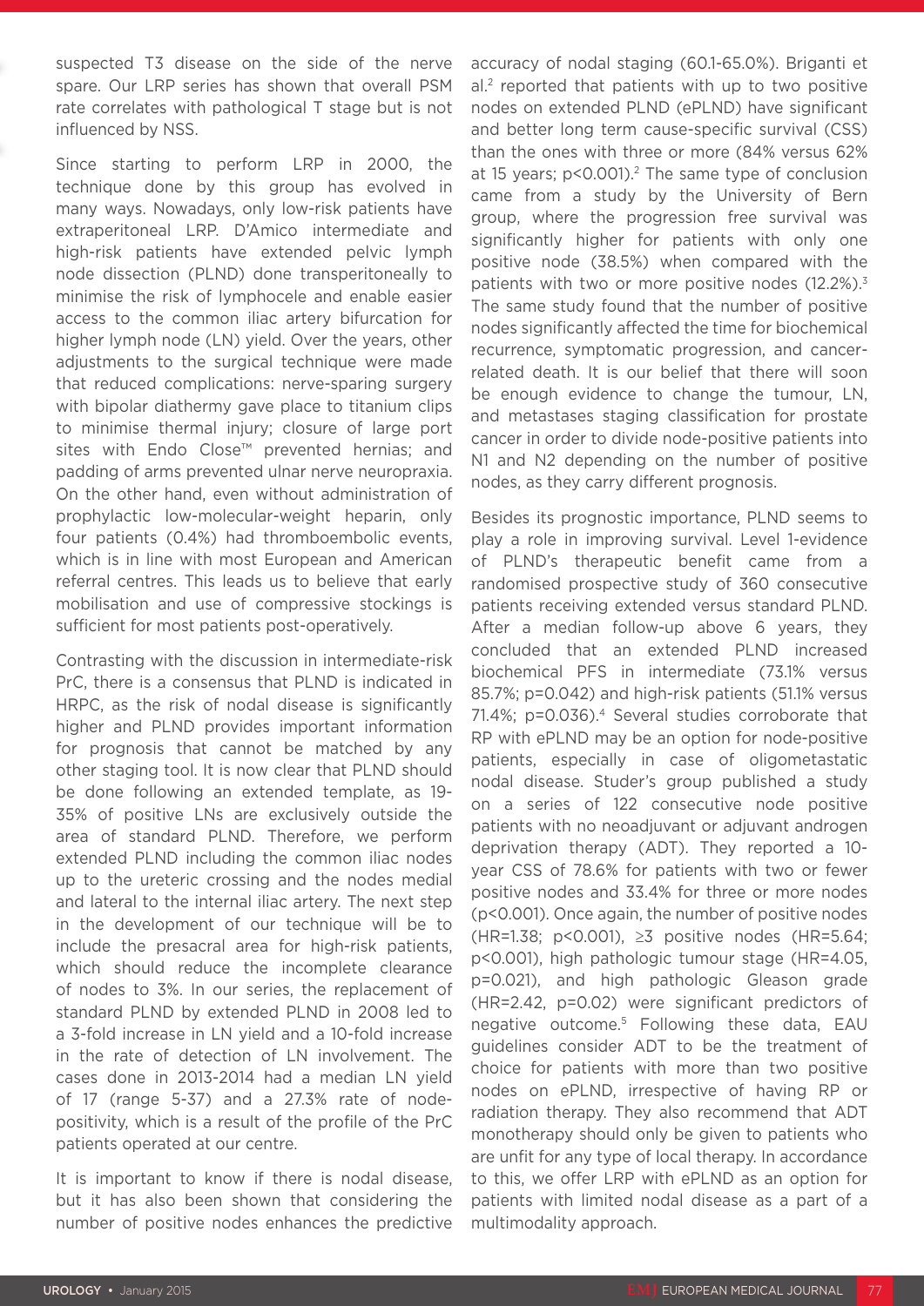suspected T3 disease on the side of the nerve spare. Our LRP series has shown that overall PSM rate correlates with pathological T stage but is not influenced by NSS.

Since starting to perform LRP in 2000, the technique done by this group has evolved in many ways. Nowadays, only low-risk patients have extraperitoneal LRP. D'Amico intermediate and high-risk patients have extended pelvic lymph node dissection (PLND) done transperitoneally to minimise the risk of lymphocele and enable easier access to the common iliac artery bifurcation for higher lymph node (LN) yield. Over the years, other adjustments to the surgical technique were made that reduced complications: nerve-sparing surgery with bipolar diathermy gave place to titanium clips to minimise thermal injury; closure of large port sites with Endo Close™ prevented hernias; and padding of arms prevented ulnar nerve neuropraxia. On the other hand, even without administration of prophylactic low-molecular-weight heparin, only four patients (0.4%) had thromboembolic events, which is in line with most European and American referral centres. This leads us to believe that early mobilisation and use of compressive stockings is sufficient for most patients post-operatively.

Contrasting with the discussion in intermediate-risk PrC, there is a consensus that PLND is indicated in HRPC, as the risk of nodal disease is significantly higher and PLND provides important information for prognosis that cannot be matched by any other staging tool. It is now clear that PLND should be done following an extended template, as 19-35% of positive LNs are exclusively outside the area of standard PLND. Therefore, we perform extended PLND including the common iliac nodes up to the ureteric crossing and the nodes medial and lateral to the internal iliac artery. The next step in the development of our technique will be to include the presacral area for high-risk patients, which should reduce the incomplete clearance of nodes to 3%. In our series, the replacement of standard PLND by extended PLND in 2008 led to a 3-fold increase in LN yield and a 10-fold increase in the rate of detection of LN involvement. The cases done in 2013-2014 had a median LN yield of 17 (range 5-37) and a 27.3% rate of node-positivity, which is a result of the profile of the PrC patients operated at our centre.

It is important to know if there is nodal disease, but it has also been shown that considering the number of positive nodes enhances the predictive accuracy of nodal staging (60.1-65.0%). Briganti et al.[2] reported that patients with up to two positive nodes on extended PLND (ePLND) have significant and better long term cause-specific survival (CSS) than the ones with three or more (84% versus 62% at 15 years; $p<0.001$).[2] The same type of conclusion came from a study by the University of Bern group, where the progression free survival was significantly higher for patients with only one positive node (38.5%) when compared with the patients with two or more positive nodes (12.2%).[3] The same study found that the number of positive nodes significantly affected the time for biochemical recurrence, symptomatic progression, and cancer-related death. It is our belief that there will soon be enough evidence to change the tumour, LN, and metastases staging classification for prostate cancer in order to divide node-positive patients into N1 and N2 depending on the number of positive nodes, as they carry different prognosis.

Besides its prognostic importance, PLND seems to play a role in improving survival. Level 1-evidence of PLND's therapeutic benefit came from a randomised prospective study of 360 consecutive patients receiving extended versus standard PLND. After a median follow-up above 6 years, they concluded that an extended PLND increased biochemical PFS in intermediate (73.1% versus 85.7%; $p=0.042$) and high-risk patients (51.1% versus 71.4%; $p=0.036$).[4] Several studies corroborate that RP with ePLND may be an option for node-positive patients, especially in case of oligometastatic nodal disease. Studer's group published a study on a series of 122 consecutive node positive patients with no neoadjuvant or adjuvant androgen deprivation therapy (ADT). They reported a 10-year CSS of 78.6% for patients with two or fewer positive nodes and 33.4% for three or more nodes ($p<0.001$). Once again, the number of positive nodes (HR=1.38; $p<0.001$), ≥3 positive nodes (HR=5.64; $p<0.001$), high pathologic tumour stage (HR=4.05, $p=0.021$), and high pathologic Gleason grade (HR=2.42, $p=0.02$) were significant predictors of negative outcome.[5] Following these data, EAU guidelines consider ADT to be the treatment of choice for patients with more than two positive nodes on ePLND, irrespective of having RP or radiation therapy. They also recommend that ADT monotherapy should only be given to patients who are unfit for any type of local therapy. In accordance to this, we offer LRP with ePLND as an option for patients with limited nodal disease as a part of a multimodality approach.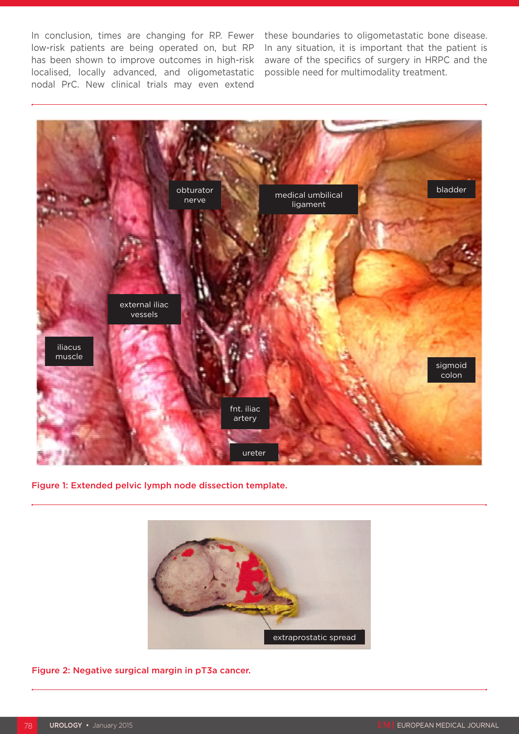In conclusion, times are changing for RP. Fewer low-risk patients are being operated on, but RP has been shown to improve outcomes in high-risk localised, locally advanced, and oligometastatic nodal PrC. New clinical trials may even extend these boundaries to oligometastatic bone disease. In any situation, it is important that the patient is aware of the specifics of surgery in HRPC and the possible need for multimodality treatment.

Figure 1: Extended pelvic lymph node dissection template.

Figure 2: Negative surgical margin in pT3a cancer.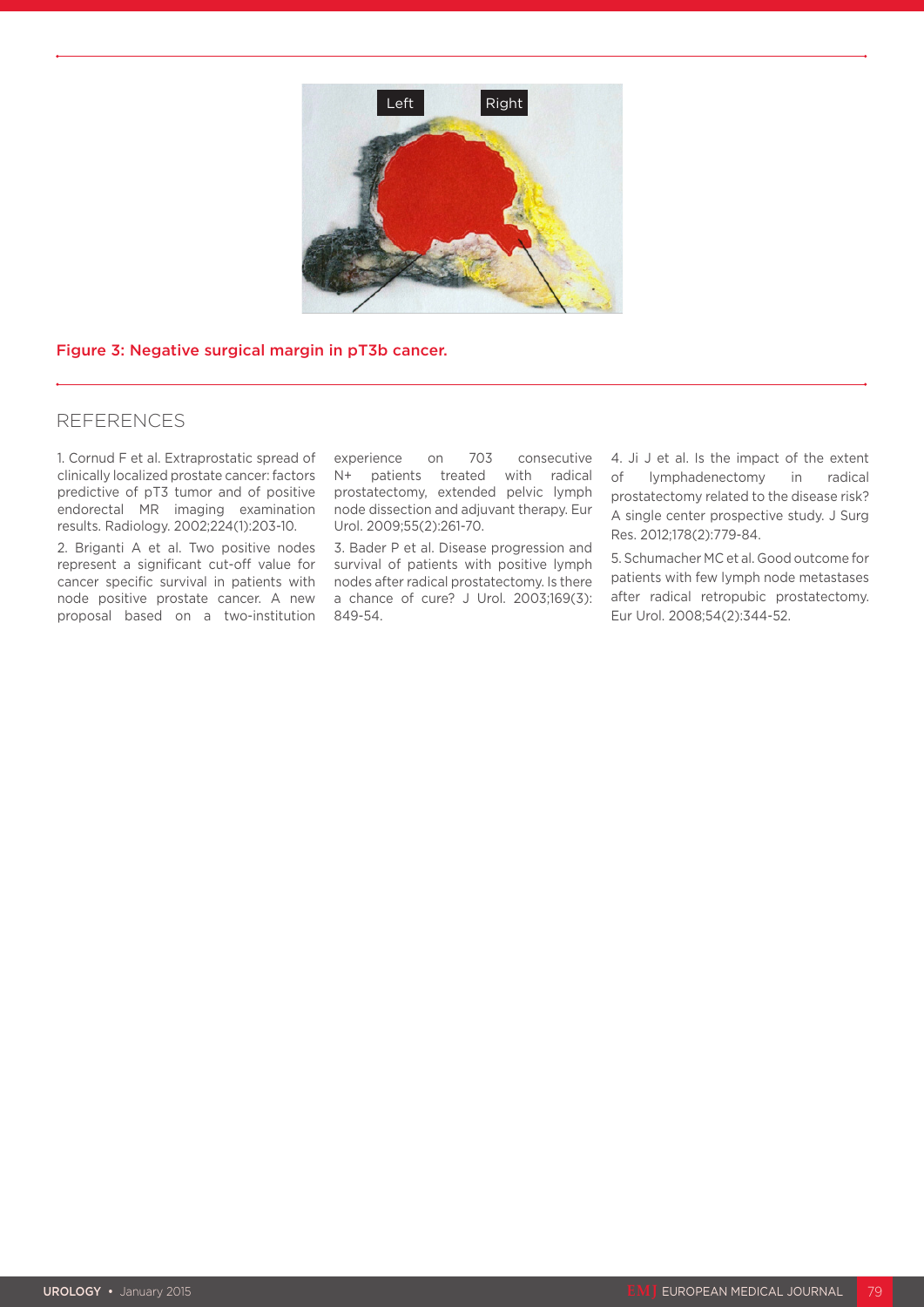Left

Right

Figure 3: Negative surgical margin in pT3b cancer.

## REFERENCES

1. Cornud F et al. Extraprostatic spread of clinically localized prostate cancer: factors predictive of pT3 tumor and of positive endorectal MR imaging examination results. Radiology. 2002;224(1):203-10.

2. Briganti A et al. Two positive nodes represent a significant cut-off value for cancer specific survival in patients with node positive prostate cancer. A new proposal based on a two-institution experience on 703 consecutive N+ patients treated with radical prostatectomy, extended pelvic lymph node dissection and adjuvant therapy. Eur Urol. 2009;55(2):261-70.

3. Bader P et al. Disease progression and survival of patients with positive lymph nodes after radical prostatectomy. Is there a chance of cure? J Urol. 2003;169(3):849-54.

4. Ji J et al. Is the impact of the extent of lymphadenectomy in radical prostatectomy related to the disease risk? A single center prospective study. J Surg Res. 2012;178(2):779-84.

5. Schumacher MC et al. Good outcome for patients with few lymph node metastases after radical retropubic prostatectomy. Eur Urol. 2008;54(2):344-52.